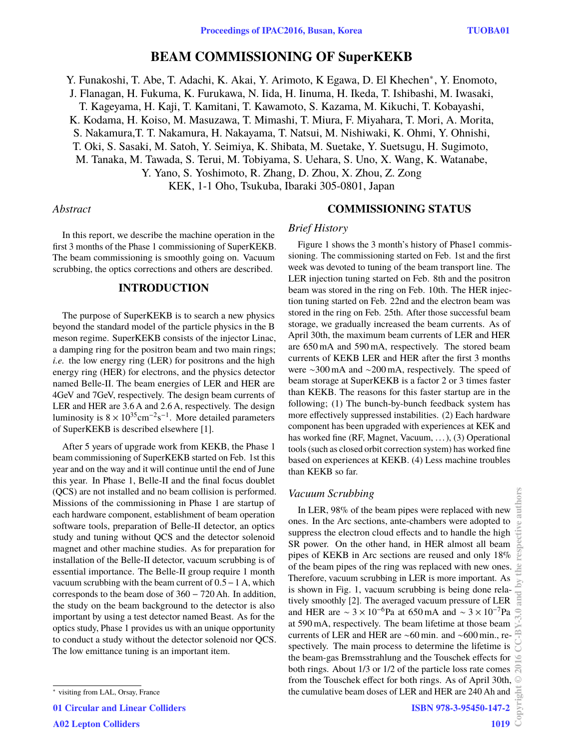# BEAM COMMISSIONING OF SuperKEKB

Y. Funakoshi, T. Abe, T. Adachi, K. Akai, Y. Arimoto, K Egawa, D. El Khechen*, Y. Enomoto, J. Flanagan, H. Fukuma, K. Furukawa, N. Iida, H. Iinuma, H. Ikeda, T. Ishibashi, M. Iwasaki, T. Kageyama, H. Kaji, T. Kamitani, T. Kawamoto, S. Kazama, M. Kikuchi, T. Kobayashi, K. Kodama, H. Koiso, M. Masuzawa, T. Mimashi, T. Miura, F. Miyahara, T. Mori, A. Morita, S. Nakamura,T. T. Nakamura, H. Nakayama, T. Natsui, M. Nishiwaki, K. Ohmi, Y. Ohnishi, T. Oki, S. Sasaki, M. Satoh, Y. Seimiya, K. Shibata, M. Suetake, Y. Suetsugu, H. Sugimoto, M. Tanaka, M. Tawada, S. Terui, M. Tobiyama, S. Uehara, S. Uno, X. Wang, K. Watanabe, Y. Yano, S. Yoshimoto, R. Zhang, D. Zhou, X. Zhou, Z. Zong
KEK, 1-1 Oho, Tsukuba, Ibaraki 305-0801, Japan

*Abstract*

In this report, we describe the machine operation in the first 3 months of the Phase 1 commissioning of SuperKEKB. The beam commissioning is smoothly going on. Vacuum scrubbing, the optics corrections and others are described.

## INTRODUCTION

The purpose of SuperKEKB is to search a new physics beyond the standard model of the particle physics in the B meson regime. SuperKEKB consists of the injector Linac, a damping ring for the positron beam and two main rings; *i.e.* the low energy ring (LER) for positrons and the high energy ring (HER) for electrons, and the physics detector named Belle-II. The beam energies of LER and HER are 4GeV and 7GeV, respectively. The design beam currents of LER and HER are 3.6 A and 2.6 A, respectively. The design luminosity is $8 \times 10^{35}\mathrm{cm}^{-2}\mathrm{s}^{-1}$. More detailed parameters of SuperKEKB is described elsewhere [1].

After 5 years of upgrade work from KEKB, the Phase 1 beam commissioning of SuperKEKB started on Feb. 1st this year and on the way and it will continue until the end of June this year. In Phase 1, Belle-II and the final focus doublet (QCS) are not installed and no beam collision is performed. Missions of the commissioning in Phase 1 are startup of each hardware component, establishment of beam operation software tools, preparation of Belle-II detector, an optics study and tuning without QCS and the detector solenoid magnet and other machine studies. As for preparation for installation of the Belle-II detector, vacuum scrubbing is of essential importance. The Belle-II group require 1 month vacuum scrubbing with the beam current of 0.5 – 1 A, which corresponds to the beam dose of 360 – 720 Ah. In addition, the study on the beam background to the detector is also important by using a test detector named Beast. As for the optics study, Phase 1 provides us with an unique opportunity to conduct a study without the detector solenoid nor QCS. The low emittance tuning is an important item.

## COMMISSIONING STATUS

### *Brief History*

Figure 1 shows the 3 month's history of Phase1 commissioning. The commissioning started on Feb. 1st and the first week was devoted to tuning of the beam transport line. The LER injection tuning started on Feb. 8th and the positron beam was stored in the ring on Feb. 10th. The HER injection tuning started on Feb. 22nd and the electron beam was stored in the ring on Feb. 25th. After those successful beam storage, we gradually increased the beam currents. As of April 30th, the maximum beam currents of LER and HER are 650 mA and 590 mA, respectively. The stored beam currents of KEKB LER and HER after the first 3 months were ~300 mA and ~200 mA, respectively. The speed of beam storage at SuperKEKB is a factor 2 or 3 times faster than KEKB. The reasons for this faster startup are in the following; (1) The bunch-by-bunch feedback system has more effectively suppressed instabilities. (2) Each hardware component has been upgraded with experiences at KEK and has worked fine (RF, Magnet, Vacuum, . . . ), (3) Operational tools (such as closed orbit correction system) has worked fine based on experiences at KEKB. (4) Less machine troubles than KEKB so far.

### *Vacuum Scrubbing*

In LER, 98% of the beam pipes were replaced with new ones. In the Arc sections, ante-chambers were adopted to suppress the electron cloud effects and to handle the high SR power. On the other hand, in HER almost all beam pipes of KEKB in Arc sections are reused and only 18% of the beam pipes of the ring was replaced with new ones. Therefore, vacuum scrubbing in LER is more important. As is shown in Fig. 1, vacuum scrubbing is being done relatively smoothly [2]. The averaged vacuum pressure of LER and HER are $\sim 3 \times 10^{-6}$Pa at 650 mA and $\sim 3 \times 10^{-7}$Pa at 590 mA, respectively. The beam lifetime at those beam currents of LER and HER are ~60 min. and ~600 min., respectively. The main process to determine the lifetime is the beam-gas Bremsstrahlung and the Touschek effects for both rings. About 1/3 or 1/2 of the particle loss rate comes from the Touschek effect for both rings. As of April 30th, the cumulative beam doses of LER and HER are 240 Ah and

* visiting from LAL, Orsay, France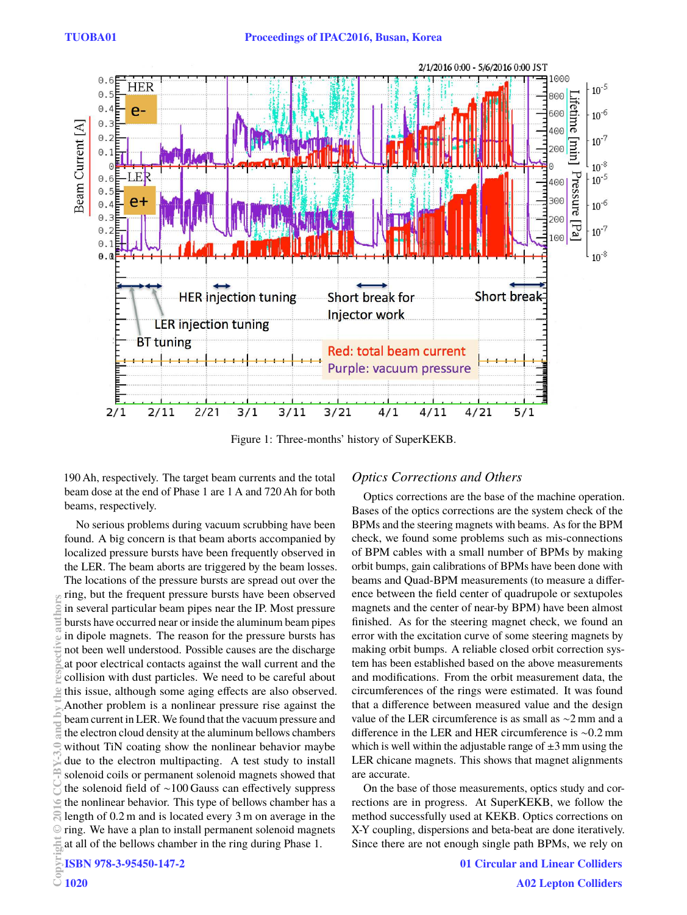Figure 1: Three-months' history of SuperKEKB.

190 Ah, respectively. The target beam currents and the total beam dose at the end of Phase 1 are 1 A and 720 Ah for both beams, respectively.

No serious problems during vacuum scrubbing have been found. A big concern is that beam aborts accompanied by localized pressure bursts have been frequently observed in the LER. The beam aborts are triggered by the beam losses. The locations of the pressure bursts are spread out over the ring, but the frequent pressure bursts have been observed in several particular beam pipes near the IP. Most pressure bursts have occurred near or inside the aluminum beam pipes in dipole magnets. The reason for the pressure bursts has not been well understood. Possible causes are the discharge at poor electrical contacts against the wall current and the collision with dust particles. We need to be careful about this issue, although some aging effects are also observed. Another problem is a nonlinear pressure rise against the beam current in LER. We found that the vacuum pressure and the electron cloud density at the aluminum bellows chambers without TiN coating show the nonlinear behavior maybe due to the electron multipacting. A test study to install solenoid coils or permanent solenoid magnets showed that the solenoid field of ~100 Gauss can effectively suppress the nonlinear behavior. This type of bellows chamber has a length of 0.2 m and is located every 3 m on average in the ring. We have a plan to install permanent solenoid magnets at all of the bellows chamber in the ring during Phase 1.

### *Optics Corrections and Others*

Optics corrections are the base of the machine operation. Bases of the optics corrections are the system check of the BPMs and the steering magnets with beams. As for the BPM check, we found some problems such as mis-connections of BPM cables with a small number of BPMs by making orbit bumps, gain calibrations of BPMs have been done with beams and Quad-BPM measurements (to measure a difference between the field center of quadrupole or sextupoles magnets and the center of near-by BPM) have been almost finished. As for the steering magnet check, we found an error with the excitation curve of some steering magnets by making orbit bumps. A reliable closed orbit correction system has been established based on the above measurements and modifications. From the orbit measurement data, the circumferences of the rings were estimated. It was found that a difference between measured value and the design value of the LER circumference is as small as ~2 mm and a difference in the LER and HER circumference is ~0.2 mm which is well within the adjustable range of ±3 mm using the LER chicane magnets. This shows that magnet alignments are accurate.

On the base of those measurements, optics study and corrections are in progress. At SuperKEKB, we follow the method successfully used at KEKB. Optics corrections on X-Y coupling, dispersions and beta-beat are done iteratively. Since there are not enough single path BPMs, we rely on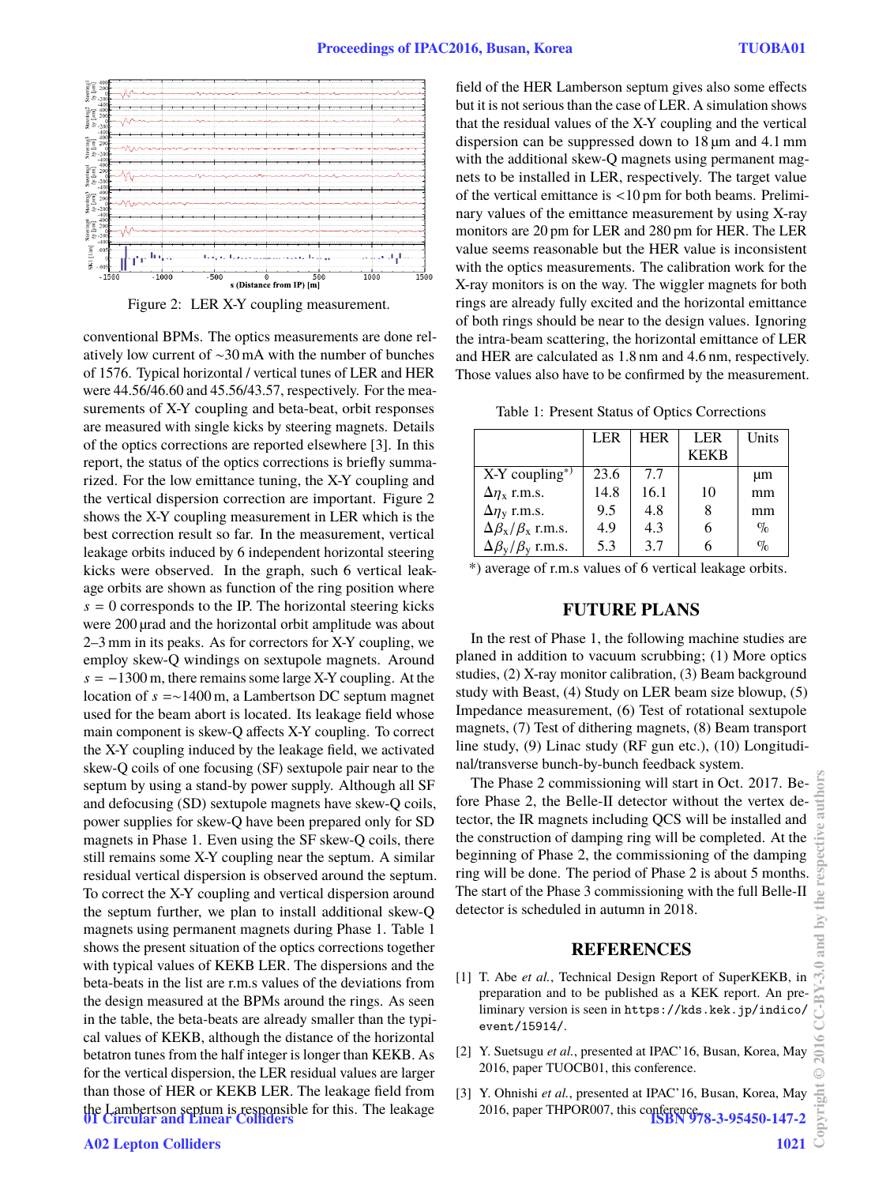Steering1 δy [μm]
Steering2 δy [μm]
Steering3 δy [μm]
Steering4 δy [μm]
Steering5 δy [μm]
Steering6 δy [μm]
SK1 [1/m]
-1500 -1000 -500 0 500 1000 1500
s (Distance from IP) [m]

Figure 2: LER X-Y coupling measurement.

conventional BPMs. The optics measurements are done relatively low current of ~30 mA with the number of bunches of 1576. Typical horizontal / vertical tunes of LER and HER were 44.56/46.60 and 45.56/43.57, respectively. For the measurements of X-Y coupling and beta-beat, orbit responses are measured with single kicks by steering magnets. Details of the optics corrections are reported elsewhere [3]. In this report, the status of the optics corrections is briefly summarized. For the low emittance tuning, the X-Y coupling and the vertical dispersion correction are important. Figure 2 shows the X-Y coupling measurement in LER which is the best correction result so far. In the measurement, vertical leakage orbits induced by 6 independent horizontal steering kicks were observed. In the graph, such 6 vertical leakage orbits are shown as function of the ring position where $s = 0$ corresponds to the IP. The horizontal steering kicks were 200 μrad and the horizontal orbit amplitude was about 2–3 mm in its peaks. As for correctors for X-Y coupling, we employ skew-Q windings on sextupole magnets. Around $s = -1300$ m, there remains some large X-Y coupling. At the location of $s = \sim 1400$ m, a Lambertson DC septum magnet used for the beam abort is located. Its leakage field whose main component is skew-Q affects X-Y coupling. To correct the X-Y coupling induced by the leakage field, we activated skew-Q coils of one focusing (SF) sextupole pair near to the septum by using a stand-by power supply. Although all SF and defocusing (SD) sextupole magnets have skew-Q coils, power supplies for skew-Q have been prepared only for SD magnets in Phase 1. Even using the SF skew-Q coils, there still remains some X-Y coupling near the septum. A similar residual vertical dispersion is observed around the septum. To correct the X-Y coupling and vertical dispersion around the septum further, we plan to install additional skew-Q magnets using permanent magnets during Phase 1. Table 1 shows the present situation of the optics corrections together with typical values of KEKB LER. The dispersions and the beta-beats in the list are r.m.s values of the deviations from the design measured at the BPMs around the rings. As seen in the table, the beta-beats are already smaller than the typical values of KEKB, although the distance of the horizontal betatron tunes from the half integer is longer than KEKB. As for the vertical dispersion, the LER residual values are larger than those of HER or KEKB LER. The leakage field from the Lambertson septum is responsible for this. The leakage field of the HER Lamberson septum gives also some effects but it is not serious than the case of LER. A simulation shows that the residual values of the X-Y coupling and the vertical dispersion can be suppressed down to 18 μm and 4.1 mm with the additional skew-Q magnets using permanent magnets to be installed in LER, respectively. The target value of the vertical emittance is <10 pm for both beams. Preliminary values of the emittance measurement by using X-ray monitors are 20 pm for LER and 280 pm for HER. The LER value seems reasonable but the HER value is inconsistent with the optics measurements. The calibration work for the X-ray monitors is on the way. The wiggler magnets for both rings are already fully excited and the horizontal emittance of both rings should be near to the design values. Ignoring the intra-beam scattering, the horizontal emittance of LER and HER are calculated as 1.8 nm and 4.6 nm, respectively. Those values also have to be confirmed by the measurement.

Table 1: Present Status of Optics Corrections

| | LER | HER | LER KEKB | Units |
|---|---|---|---|---|
| X-Y coupling*) | 23.6 | 7.7 | | μm |
| $\Delta\eta_x$ r.m.s. | 14.8 | 16.1 | 10 | mm |
| $\Delta\eta_y$ r.m.s. | 9.5 | 4.8 | 8 | mm |
| $\Delta\beta_x/\beta_x$ r.m.s. | 4.9 | 4.3 | 6 | % |
| $\Delta\beta_y/\beta_y$ r.m.s. | 5.3 | 3.7 | 6 | % |

*) average of r.m.s values of 6 vertical leakage orbits.

## FUTURE PLANS

In the rest of Phase 1, the following machine studies are planed in addition to vacuum scrubbing; (1) More optics studies, (2) X-ray monitor calibration, (3) Beam background study with Beast, (4) Study on LER beam size blowup, (5) Impedance measurement, (6) Test of rotational sextupole magnets, (7) Test of dithering magnets, (8) Beam transport line study, (9) Linac study (RF gun etc.), (10) Longitudinal/transverse bunch-by-bunch feedback system.

The Phase 2 commissioning will start in Oct. 2017. Before Phase 2, the Belle-II detector without the vertex detector, the IR magnets including QCS will be installed and the construction of damping ring will be completed. At the beginning of Phase 2, the commissioning of the damping ring will be done. The period of Phase 2 is about 5 months. The start of the Phase 3 commissioning with the full Belle-II detector is scheduled in autumn in 2018.

## REFERENCES

[1] T. Abe *et al.*, Technical Design Report of SuperKEKB, in preparation and to be published as a KEK report. An preliminary version is seen in https://kds.kek.jp/indico/event/15914/.

[2] Y. Suetsugu *et al.*, presented at IPAC'16, Busan, Korea, May 2016, paper TUOCB01, this conference.

[3] Y. Ohnishi *et al.*, presented at IPAC'16, Busan, Korea, May 2016, paper THPOR007, this conference.